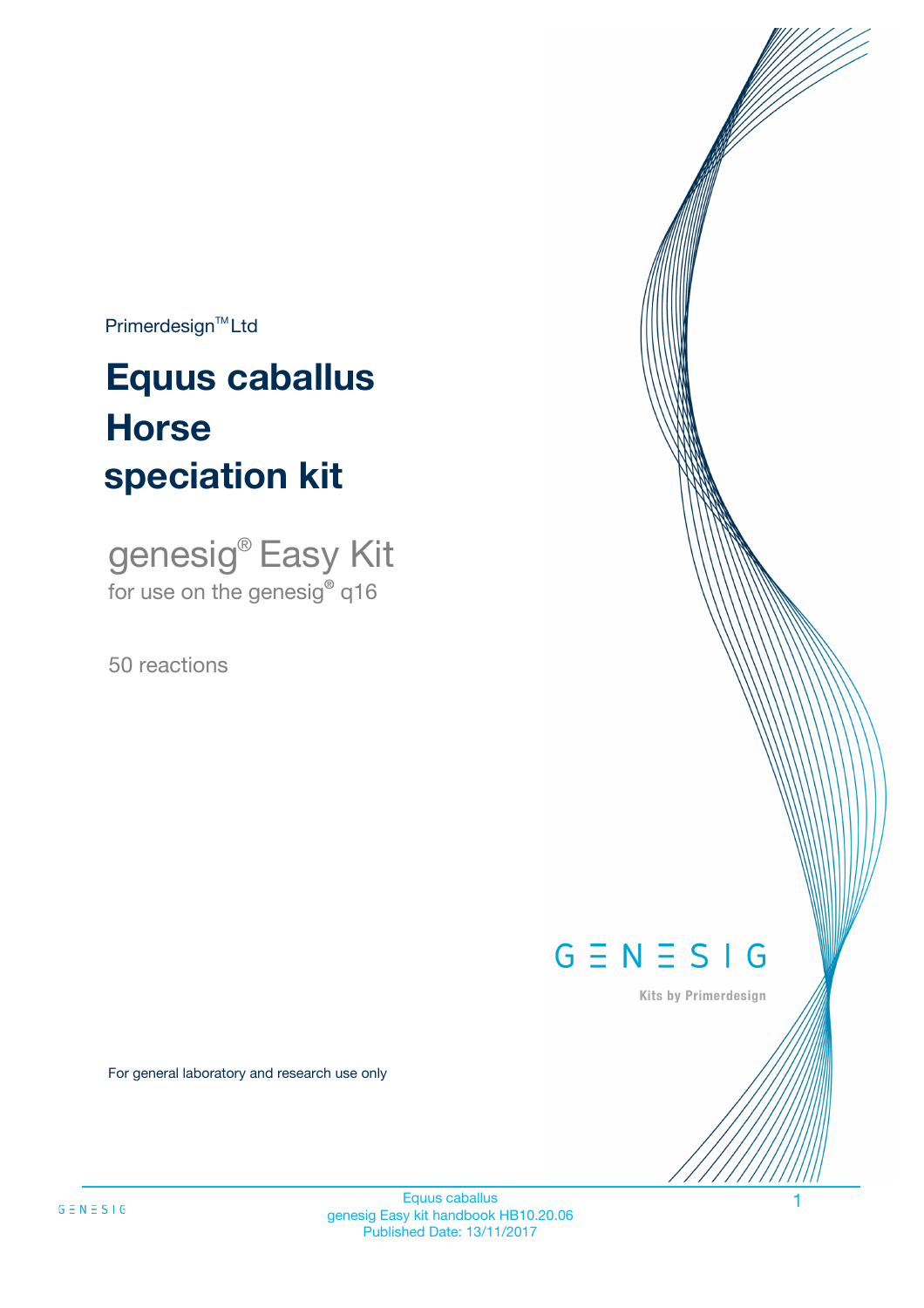Primerdesign™ Ltd

# Equus caballus Horse speciation kit

genesig® Easy Kit
for use on the genesig® q16

50 reactions

For general laboratory and research use only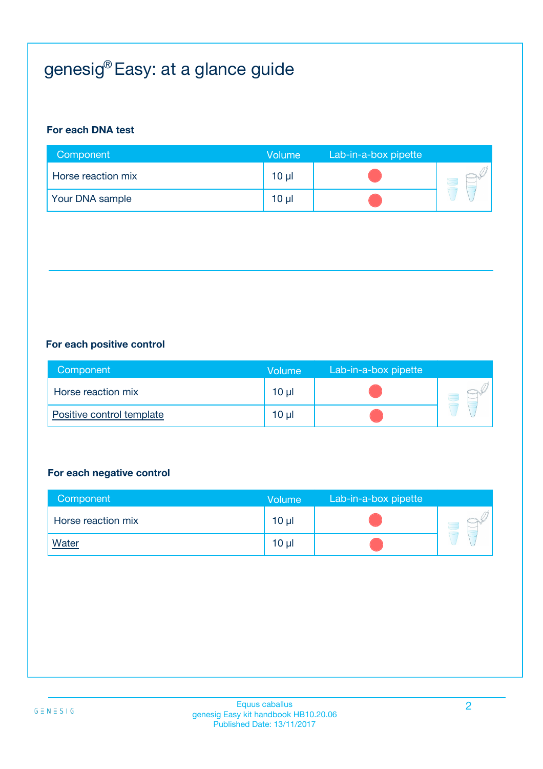# genesig® Easy: at a glance guide

### For each DNA test

| Component | Volume | Lab-in-a-box pipette |
|---|---|---|
| Horse reaction mix | 10 µl | |
| Your DNA sample | 10 µl | |

### For each positive control

| Component | Volume | Lab-in-a-box pipette |
|---|---|---|
| Positive control template | 10 µl | |
| Horse reaction mix | 10 µl | |

### For each negative control

| Component | Volume | Lab-in-a-box pipette |
|---|---|---|
| Horse reaction mix | 10 µl | |
| Water | 10 µl | |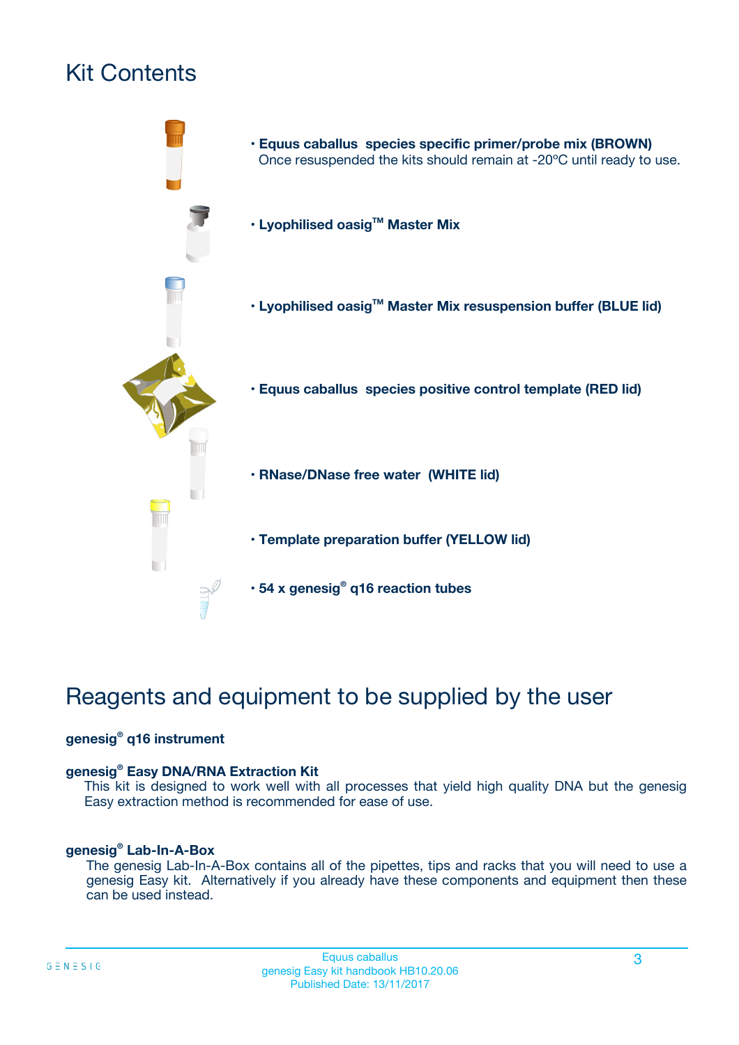# Kit Contents

- **Equus caballus species specific primer/probe mix (BROWN)**
  Once resuspended the kits should remain at -20ºC until ready to use.
- **Lyophilised oasig™ Master Mix**
- **Lyophilised oasig™ Master Mix resuspension buffer (BLUE lid)**
- **Equus caballus species positive control template (RED lid)**
- **RNase/DNase free water (WHITE lid)**
- **Template preparation buffer (YELLOW lid)**
- **54 x genesig® q16 reaction tubes**

# Reagents and equipment to be supplied by the user

**genesig® q16 instrument**

**genesig® Easy DNA/RNA Extraction Kit**
This kit is designed to work well with all processes that yield high quality DNA but the genesig Easy extraction method is recommended for ease of use.

**genesig® Lab-In-A-Box**
The genesig Lab-In-A-Box contains all of the pipettes, tips and racks that you will need to use a genesig Easy kit. Alternatively if you already have these components and equipment then these can be used instead.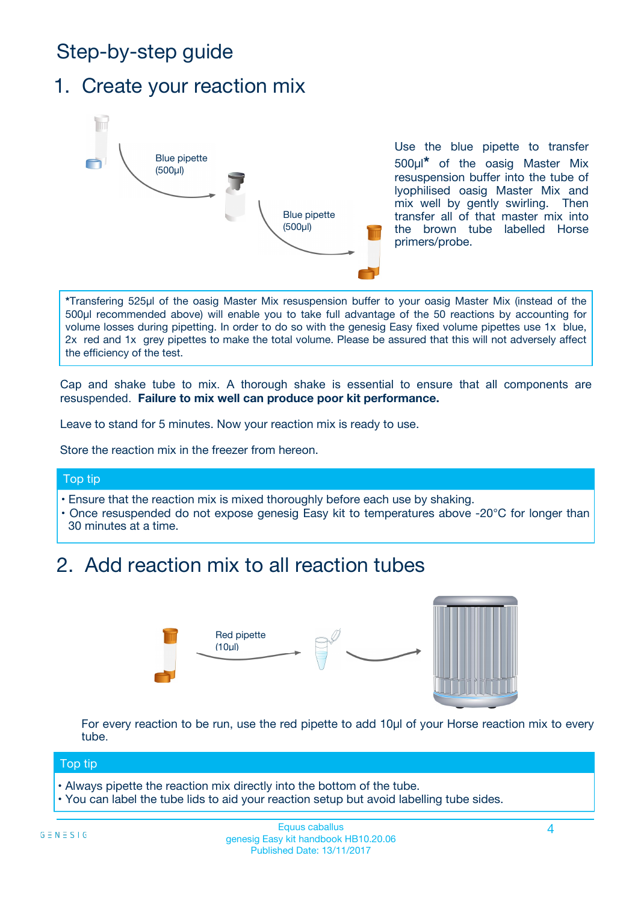# Step-by-step guide

## 1. Create your reaction mix

Blue pipette (500µl)

Blue pipette (500µl)

Use the blue pipette to transfer 500µl* of the oasig Master Mix resuspension buffer into the tube of lyophilised oasig Master Mix and mix well by gently swirling. Then transfer all of that master mix into the brown tube labelled Horse primers/probe.

*Transfering 525µl of the oasig Master Mix resuspension buffer to your oasig Master Mix (instead of the 500µl recommended above) will enable you to take full advantage of the 50 reactions by accounting for volume losses during pipetting. In order to do so with the genesig Easy fixed volume pipettes use 1x blue, 2x red and 1x grey pipettes to make the total volume. Please be assured that this will not adversely affect the efficiency of the test.

Cap and shake tube to mix. A thorough shake is essential to ensure that all components are resuspended. **Failure to mix well can produce poor kit performance.**

Leave to stand for 5 minutes. Now your reaction mix is ready to use.

Store the reaction mix in the freezer from hereon.

**Top tip**

- Ensure that the reaction mix is mixed thoroughly before each use by shaking.
- Once resuspended do not expose genesig Easy kit to temperatures above -20°C for longer than 30 minutes at a time.

## 2. Add reaction mix to all reaction tubes

Red pipette (10µl)

For every reaction to be run, use the red pipette to add 10µl of your Horse reaction mix to every tube.

**Top tip**

- Always pipette the reaction mix directly into the bottom of the tube.
- You can label the tube lids to aid your reaction setup but avoid labelling tube sides.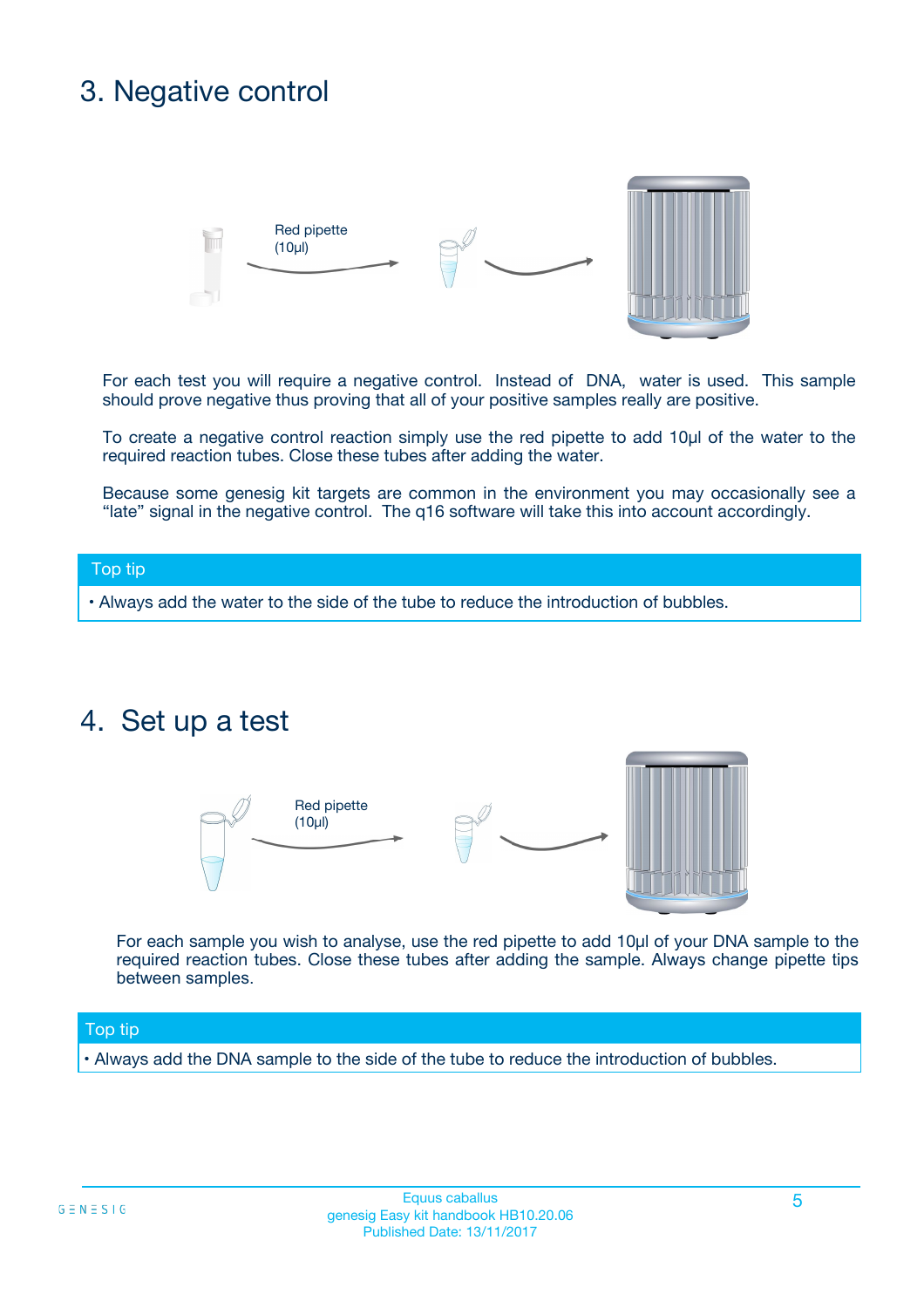## 3. Negative control

Red pipette (10µl)

For each test you will require a negative control. Instead of DNA, water is used. This sample should prove negative thus proving that all of your positive samples really are positive.

To create a negative control reaction simply use the red pipette to add 10µl of the water to the required reaction tubes. Close these tubes after adding the water.

Because some genesig kit targets are common in the environment you may occasionally see a "late" signal in the negative control. The q16 software will take this into account accordingly.

**Top tip**

- Always add the water to the side of the tube to reduce the introduction of bubbles.

## 4. Set up a test

Red pipette (10µl)

For each sample you wish to analyse, use the red pipette to add 10µl of your DNA sample to the required reaction tubes. Close these tubes after adding the sample. Always change pipette tips between samples.

**Top tip**

- Always add the DNA sample to the side of the tube to reduce the introduction of bubbles.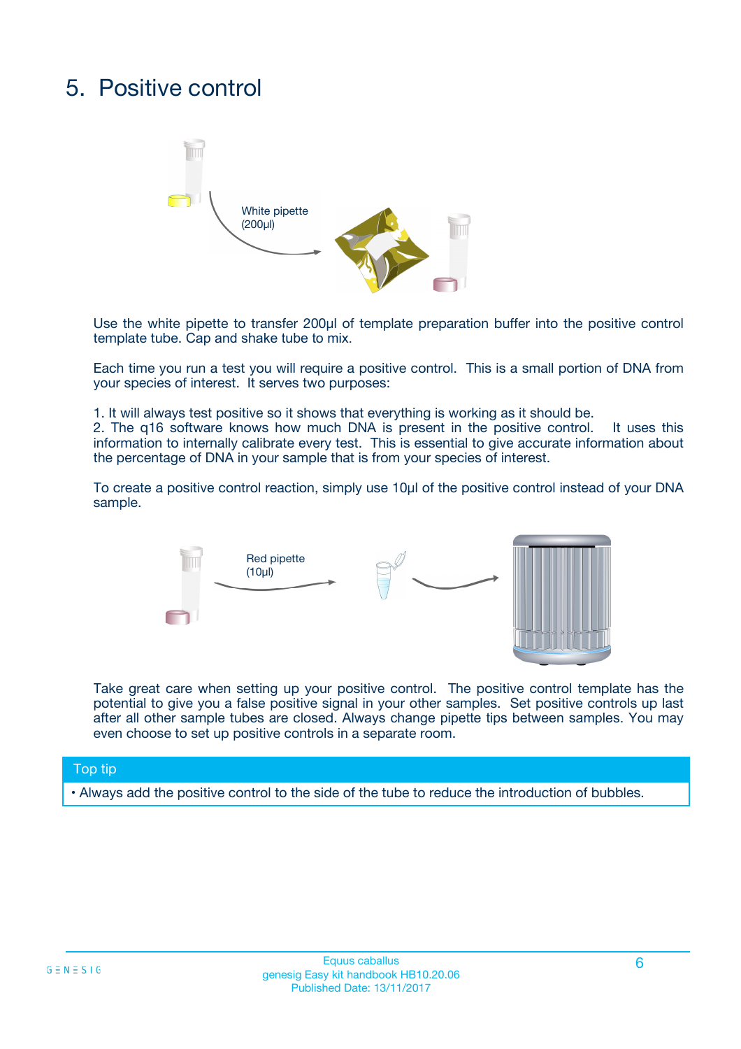# 5. Positive control

White pipette (200µl)

Use the white pipette to transfer 200µl of template preparation buffer into the positive control template tube. Cap and shake tube to mix.

Each time you run a test you will require a positive control. This is a small portion of DNA from your species of interest. It serves two purposes:

1. It will always test positive so it shows that everything is working as it should be.
2. The q16 software knows how much DNA is present in the positive control. It uses this information to internally calibrate every test. This is essential to give accurate information about the percentage of DNA in your sample that is from your species of interest.

To create a positive control reaction, simply use 10µl of the positive control instead of your DNA sample.

Red pipette (10µl)

Take great care when setting up your positive control. The positive control template has the potential to give you a false positive signal in your other samples. Set positive controls up last after all other sample tubes are closed. Always change pipette tips between samples. You may even choose to set up positive controls in a separate room.

**Top tip**

- Always add the positive control to the side of the tube to reduce the introduction of bubbles.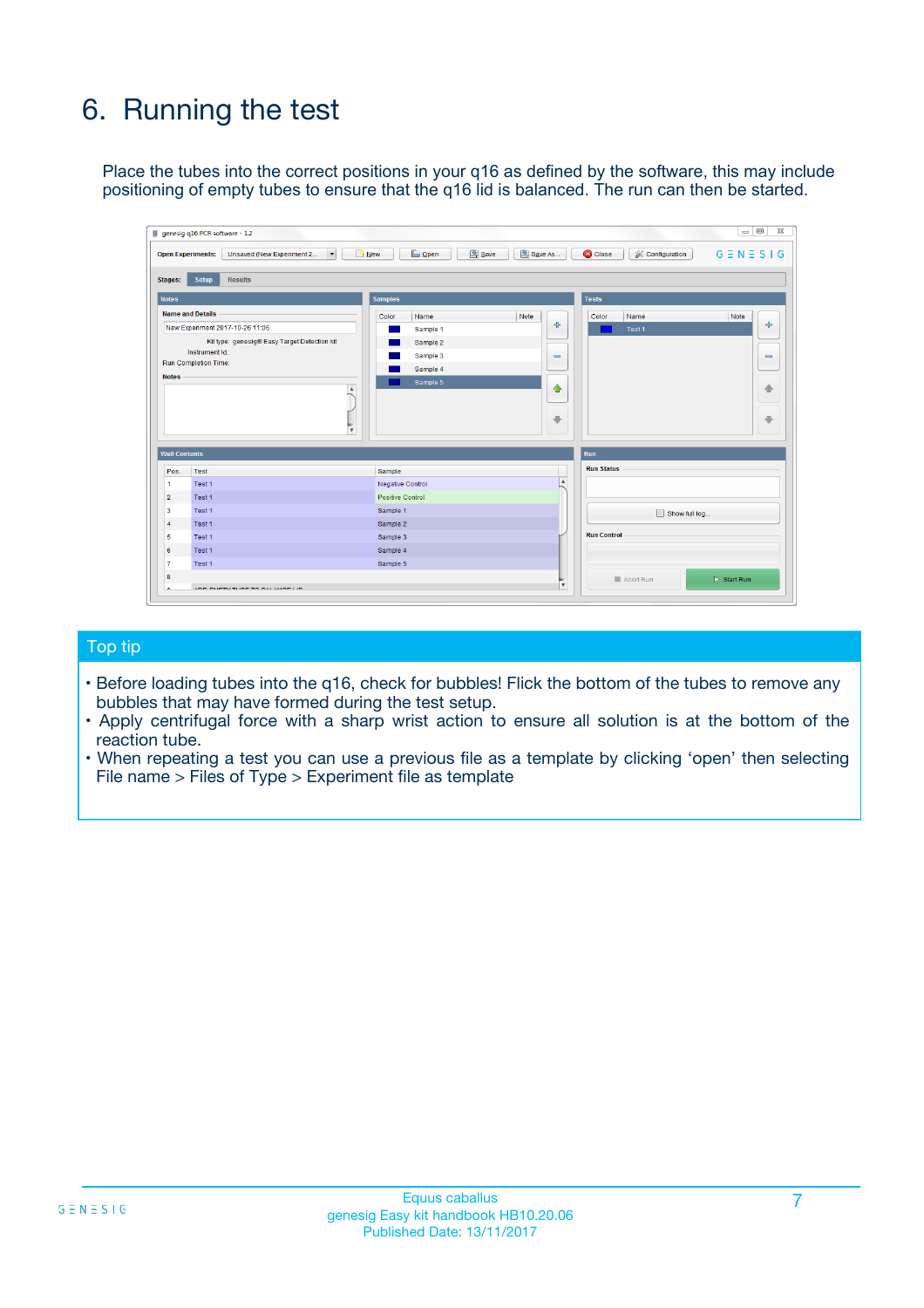# 6. Running the test

Place the tubes into the correct positions in your q16 as defined by the software, this may include positioning of empty tubes to ensure that the q16 lid is balanced. The run can then be started.

## Top tip

- Before loading tubes into the q16, check for bubbles! Flick the bottom of the tubes to remove any bubbles that may have formed during the test setup.
- Apply centrifugal force with a sharp wrist action to ensure all solution is at the bottom of the reaction tube.
- When repeating a test you can use a previous file as a template by clicking 'open' then selecting File name > Files of Type > Experiment file as template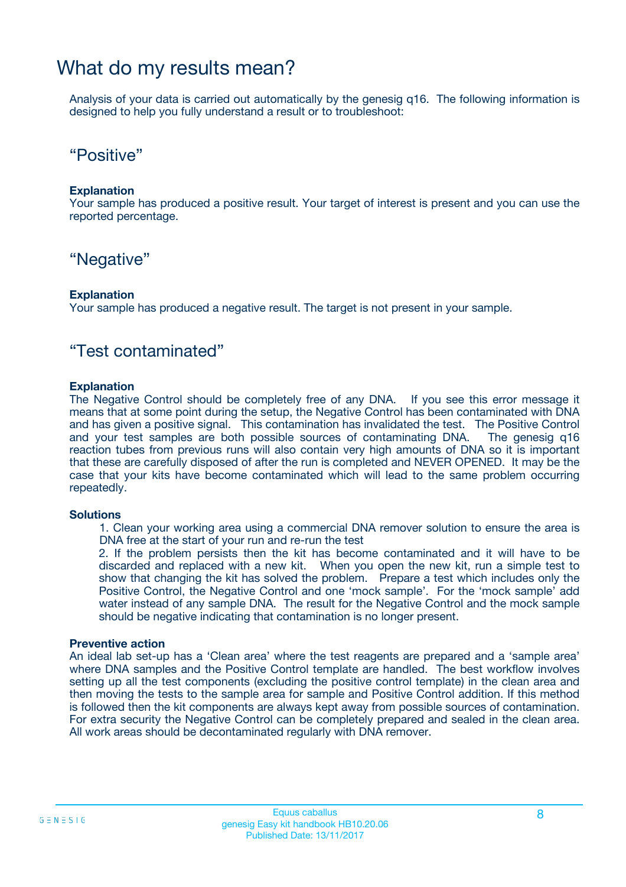# What do my results mean?

Analysis of your data is carried out automatically by the genesig q16. The following information is designed to help you fully understand a result or to troubleshoot:

## “Positive”

**Explanation**
Your sample has produced a positive result. Your target of interest is present and you can use the reported percentage.

## “Negative”

**Explanation**
Your sample has produced a negative result. The target is not present in your sample.

## “Test contaminated”

**Explanation**
The Negative Control should be completely free of any DNA. If you see this error message it means that at some point during the setup, the Negative Control has been contaminated with DNA and has given a positive signal. This contamination has invalidated the test. The Positive Control and your test samples are both possible sources of contaminating DNA. The genesig q16 reaction tubes from previous runs will also contain very high amounts of DNA so it is important that these are carefully disposed of after the run is completed and NEVER OPENED. It may be the case that your kits have become contaminated which will lead to the same problem occurring repeatedly.

**Solutions**

1. Clean your working area using a commercial DNA remover solution to ensure the area is DNA free at the start of your run and re-run the test
2. If the problem persists then the kit has become contaminated and it will have to be discarded and replaced with a new kit. When you open the new kit, run a simple test to show that changing the kit has solved the problem. Prepare a test which includes only the Positive Control, the Negative Control and one ‘mock sample’. For the ‘mock sample’ add water instead of any sample DNA. The result for the Negative Control and the mock sample should be negative indicating that contamination is no longer present.

**Preventive action**
An ideal lab set-up has a ‘Clean area’ where the test reagents are prepared and a ‘sample area’ where DNA samples and the Positive Control template are handled. The best workflow involves setting up all the test components (excluding the positive control template) in the clean area and then moving the tests to the sample area for sample and Positive Control addition. If this method is followed then the kit components are always kept away from possible sources of contamination. For extra security the Negative Control can be completely prepared and sealed in the clean area. All work areas should be decontaminated regularly with DNA remover.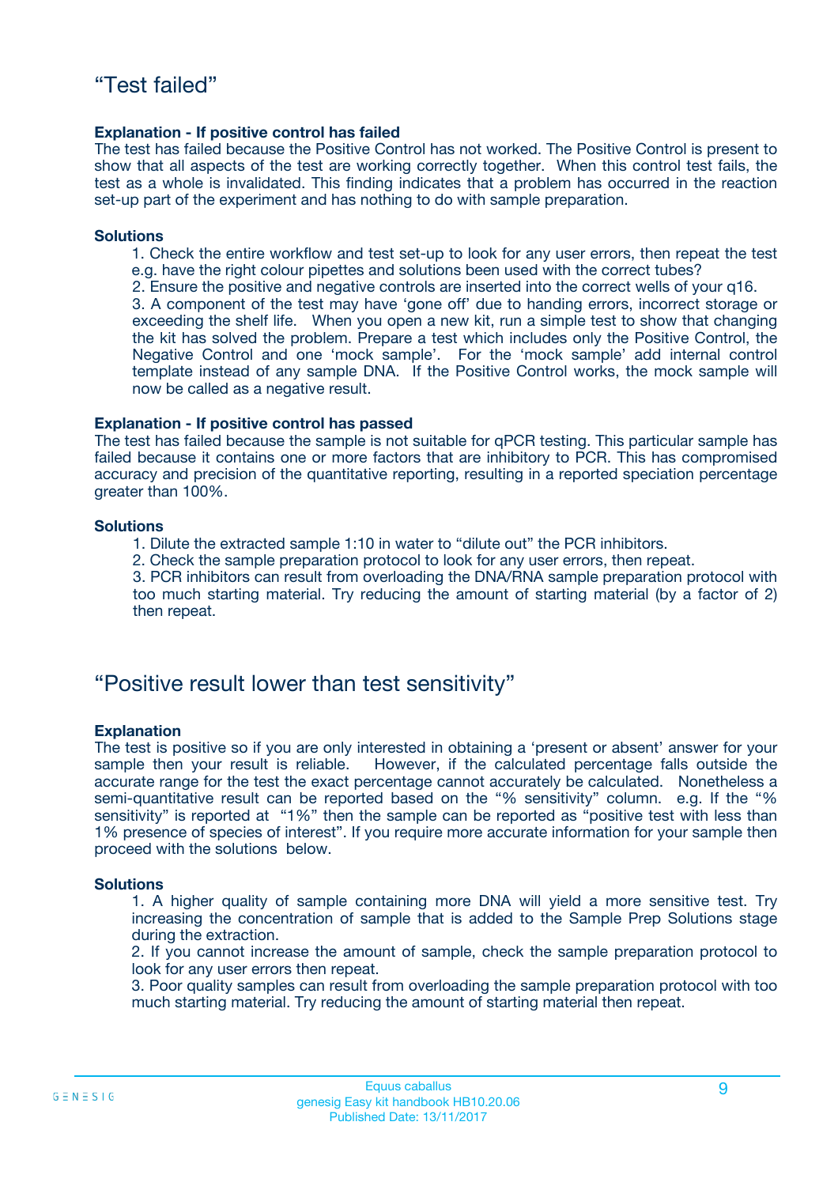## “Test failed”

**Explanation - If positive control has failed**

The test has failed because the Positive Control has not worked. The Positive Control is present to show that all aspects of the test are working correctly together. When this control test fails, the test as a whole is invalidated. This finding indicates that a problem has occurred in the reaction set-up part of the experiment and has nothing to do with sample preparation.

**Solutions**

1. Check the entire workflow and test set-up to look for any user errors, then repeat the test e.g. have the right colour pipettes and solutions been used with the correct tubes?
2. Ensure the positive and negative controls are inserted into the correct wells of your q16.
3. A component of the test may have ‘gone off’ due to handing errors, incorrect storage or exceeding the shelf life. When you open a new kit, run a simple test to show that changing the kit has solved the problem. Prepare a test which includes only the Positive Control, the Negative Control and one ‘mock sample’. For the ‘mock sample’ add internal control template instead of any sample DNA. If the Positive Control works, the mock sample will now be called as a negative result.

**Explanation - If positive control has passed**

The test has failed because the sample is not suitable for qPCR testing. This particular sample has failed because it contains one or more factors that are inhibitory to PCR. This has compromised accuracy and precision of the quantitative reporting, resulting in a reported speciation percentage greater than 100%.

**Solutions**

1. Dilute the extracted sample 1:10 in water to “dilute out” the PCR inhibitors.
2. Check the sample preparation protocol to look for any user errors, then repeat.
3. PCR inhibitors can result from overloading the DNA/RNA sample preparation protocol with too much starting material. Try reducing the amount of starting material (by a factor of 2) then repeat.

## “Positive result lower than test sensitivity”

**Explanation**

The test is positive so if you are only interested in obtaining a ‘present or absent’ answer for your sample then your result is reliable. However, if the calculated percentage falls outside the accurate range for the test the exact percentage cannot accurately be calculated. Nonetheless a semi-quantitative result can be reported based on the “% sensitivity” column. e.g. If the “% sensitivity” is reported at “1%” then the sample can be reported as “positive test with less than 1% presence of species of interest”. If you require more accurate information for your sample then proceed with the solutions below.

**Solutions**

1. A higher quality of sample containing more DNA will yield a more sensitive test. Try increasing the concentration of sample that is added to the Sample Prep Solutions stage during the extraction.
2. If you cannot increase the amount of sample, check the sample preparation protocol to look for any user errors then repeat.
3. Poor quality samples can result from overloading the sample preparation protocol with too much starting material. Try reducing the amount of starting material then repeat.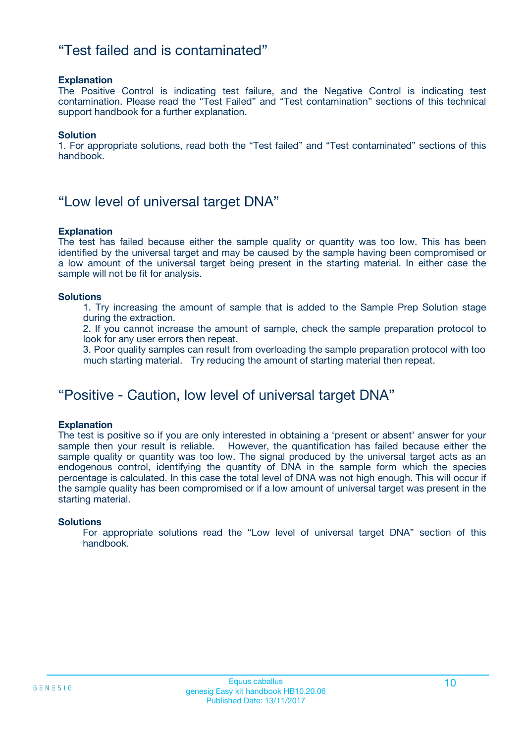## “Test failed and is contaminated”

**Explanation**
The Positive Control is indicating test failure, and the Negative Control is indicating test contamination. Please read the “Test Failed” and “Test contamination” sections of this technical support handbook for a further explanation.

**Solution**
1. For appropriate solutions, read both the “Test failed” and “Test contaminated” sections of this handbook.

## “Low level of universal target DNA”

**Explanation**
The test has failed because either the sample quality or quantity was too low. This has been identified by the universal target and may be caused by the sample having been compromised or a low amount of the universal target being present in the starting material. In either case the sample will not be fit for analysis.

**Solutions**

1. Try increasing the amount of sample that is added to the Sample Prep Solution stage during the extraction.
2. If you cannot increase the amount of sample, check the sample preparation protocol to look for any user errors then repeat.
3. Poor quality samples can result from overloading the sample preparation protocol with too much starting material. Try reducing the amount of starting material then repeat.

## “Positive - Caution, low level of universal target DNA”

**Explanation**
The test is positive so if you are only interested in obtaining a ‘present or absent’ answer for your sample then your result is reliable. However, the quantification has failed because either the sample quality or quantity was too low. The signal produced by the universal target acts as an endogenous control, identifying the quantity of DNA in the sample form which the species percentage is calculated. In this case the total level of DNA was not high enough. This will occur if the sample quality has been compromised or if a low amount of universal target was present in the starting material.

**Solutions**
For appropriate solutions read the “Low level of universal target DNA” section of this handbook.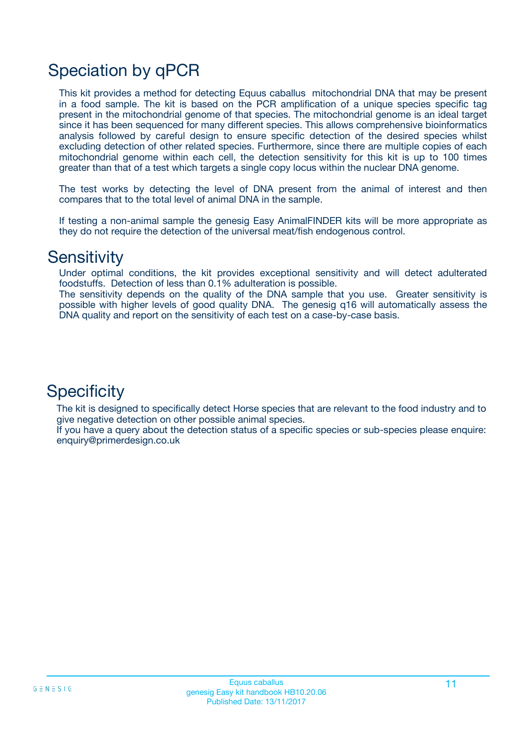# Speciation by qPCR

This kit provides a method for detecting Equus caballus mitochondrial DNA that may be present in a food sample. The kit is based on the PCR amplification of a unique species specific tag present in the mitochondrial genome of that species. The mitochondrial genome is an ideal target since it has been sequenced for many different species. This allows comprehensive bioinformatics analysis followed by careful design to ensure specific detection of the desired species whilst excluding detection of other related species. Furthermore, since there are multiple copies of each mitochondrial genome within each cell, the detection sensitivity for this kit is up to 100 times greater than that of a test which targets a single copy locus within the nuclear DNA genome.

The test works by detecting the level of DNA present from the animal of interest and then compares that to the total level of animal DNA in the sample.

If testing a non-animal sample the genesig Easy AnimalFINDER kits will be more appropriate as they do not require the detection of the universal meat/fish endogenous control.

# Sensitivity

Under optimal conditions, the kit provides exceptional sensitivity and will detect adulterated foodstuffs. Detection of less than 0.1% adulteration is possible.
The sensitivity depends on the quality of the DNA sample that you use. Greater sensitivity is possible with higher levels of good quality DNA. The genesig q16 will automatically assess the DNA quality and report on the sensitivity of each test on a case-by-case basis.

# Specificity

The kit is designed to specifically detect Horse species that are relevant to the food industry and to give negative detection on other possible animal species.
If you have a query about the detection status of a specific species or sub-species please enquire: enquiry@primerdesign.co.uk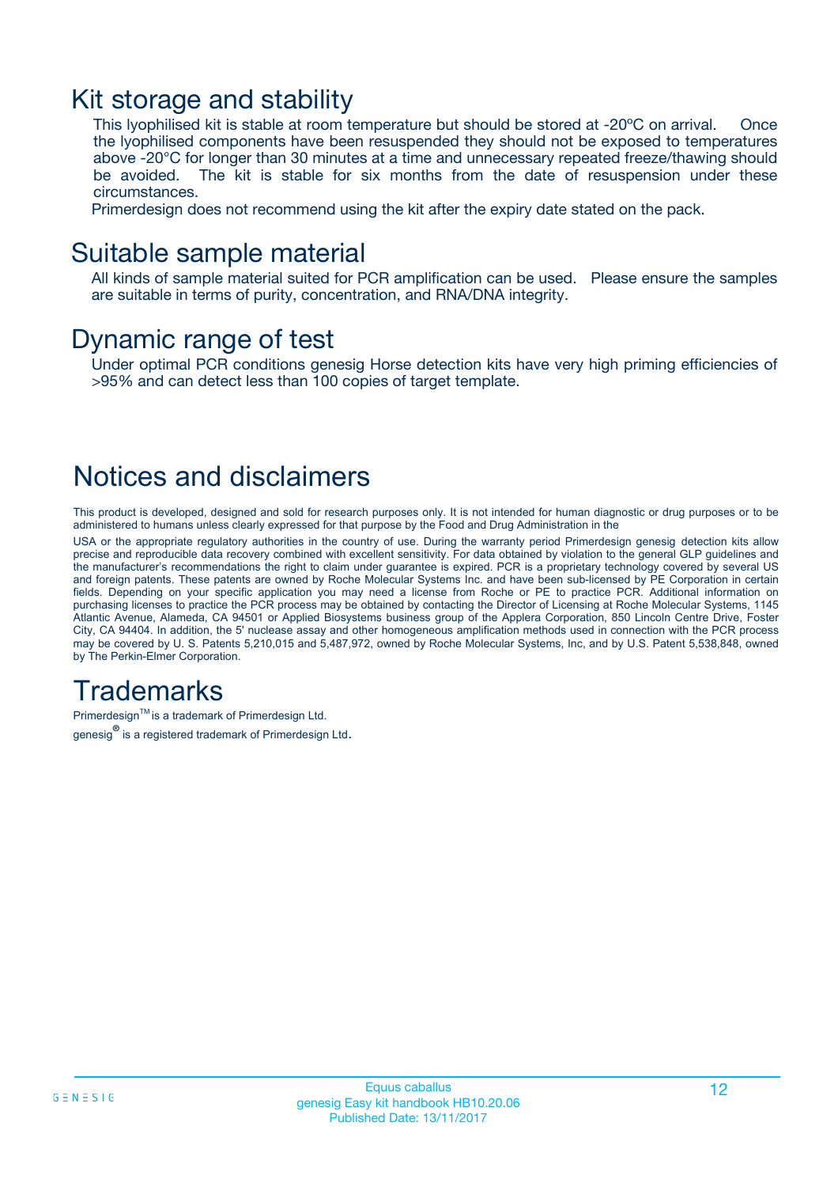## Kit storage and stability

This lyophilised kit is stable at room temperature but should be stored at -20ºC on arrival. Once the lyophilised components have been resuspended they should not be exposed to temperatures above -20°C for longer than 30 minutes at a time and unnecessary repeated freeze/thawing should be avoided. The kit is stable for six months from the date of resuspension under these circumstances.

Primerdesign does not recommend using the kit after the expiry date stated on the pack.

## Suitable sample material

All kinds of sample material suited for PCR amplification can be used. Please ensure the samples are suitable in terms of purity, concentration, and RNA/DNA integrity.

## Dynamic range of test

Under optimal PCR conditions genesig Horse detection kits have very high priming efficiencies of >95% and can detect less than 100 copies of target template.

# Notices and disclaimers

This product is developed, designed and sold for research purposes only. It is not intended for human diagnostic or drug purposes or to be administered to humans unless clearly expressed for that purpose by the Food and Drug Administration in the

USA or the appropriate regulatory authorities in the country of use. During the warranty period Primerdesign genesig detection kits allow precise and reproducible data recovery combined with excellent sensitivity. For data obtained by violation to the general GLP guidelines and the manufacturer's recommendations the right to claim under guarantee is expired. PCR is a proprietary technology covered by several US and foreign patents. These patents are owned by Roche Molecular Systems Inc. and have been sub-licensed by PE Corporation in certain fields. Depending on your specific application you may need a license from Roche or PE to practice PCR. Additional information on purchasing licenses to practice the PCR process may be obtained by contacting the Director of Licensing at Roche Molecular Systems, 1145 Atlantic Avenue, Alameda, CA 94501 or Applied Biosystems business group of the Applera Corporation, 850 Lincoln Centre Drive, Foster City, CA 94404. In addition, the 5' nuclease assay and other homogeneous amplification methods used in connection with the PCR process may be covered by U. S. Patents 5,210,015 and 5,487,972, owned by Roche Molecular Systems, Inc, and by U.S. Patent 5,538,848, owned by The Perkin-Elmer Corporation.

# Trademarks

Primerdesign™ is a trademark of Primerdesign Ltd.

genesig® is a registered trademark of Primerdesign Ltd.